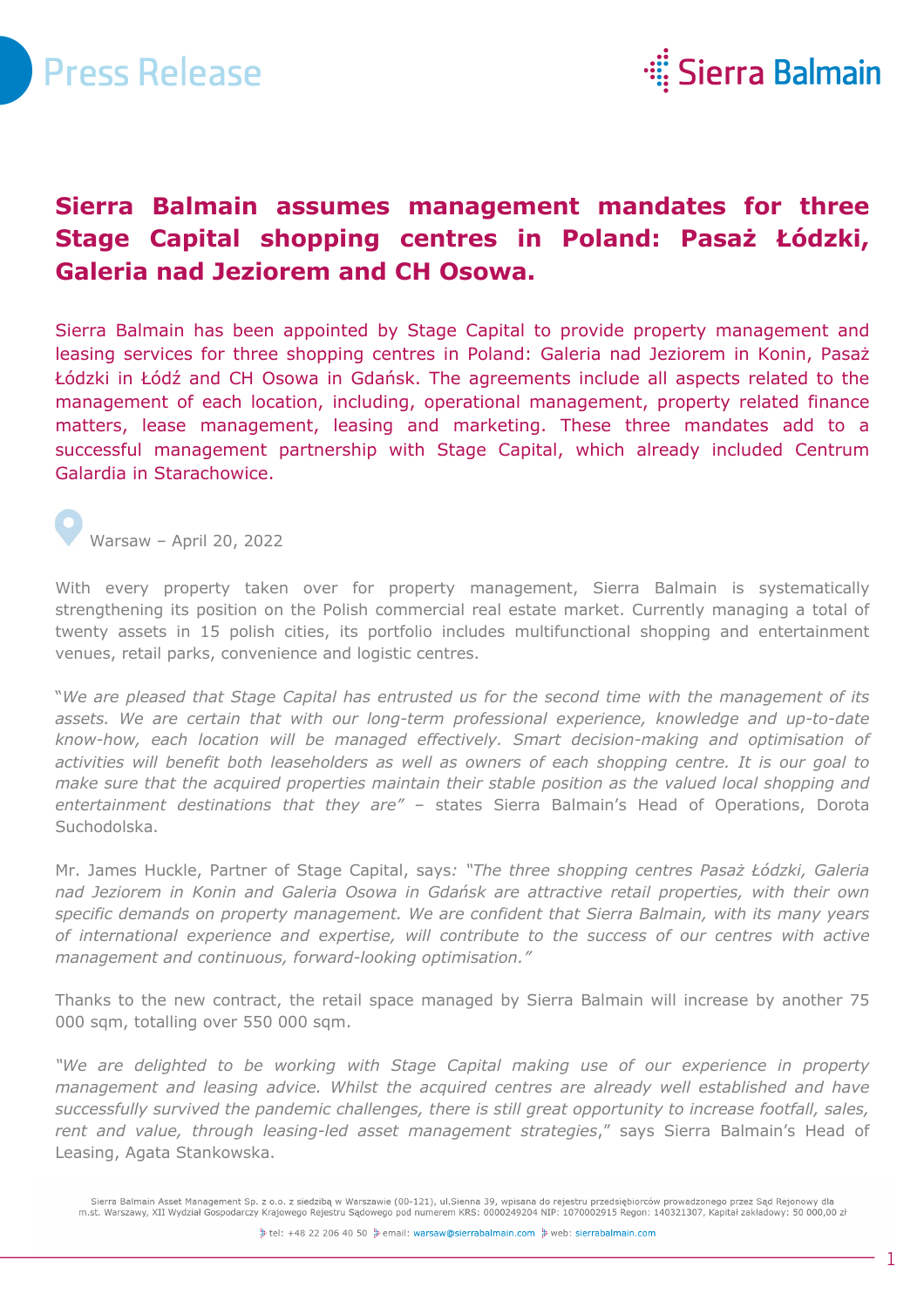# Sierra Balmain assumes management mandates for three Stage Capital shopping centres in Poland: Pasaż Łódzki, Galeria nad Jeziorem and CH Osowa.

Sierra Balmain has been appointed by Stage Capital to provide property management and leasing services for three shopping centres in Poland: Galeria nad Jeziorem in Konin, Pasaż Łódzki in Łódź and CH Osowa in Gdańsk. The agreements include all aspects related to the management of each location, including, operational management, property related finance matters, lease management, leasing and marketing. These three mandates add to a successful management partnership with Stage Capital, which already included Centrum Galardia in Starachowice.

Warsaw – April 20, 2022

With every property taken over for property management, Sierra Balmain is systematically strengthening its position on the Polish commercial real estate market. Currently managing a total of twenty assets in 15 polish cities, its portfolio includes multifunctional shopping and entertainment venues, retail parks, convenience and logistic centres.

"*We are pleased that Stage Capital has entrusted us for the second time with the management of its assets. We are certain that with our long-term professional experience, knowledge and up-to-date know-how, each location will be managed effectively. Smart decision-making and optimisation of activities will benefit both leaseholders as well as owners of each shopping centre. It is our goal to make sure that the acquired properties maintain their stable position as the valued local shopping and entertainment destinations that they are"* – states Sierra Balmain's Head of Operations, Dorota Suchodolska.

Mr. James Huckle, Partner of Stage Capital, says*: "The three shopping centres Pasaż Łódzki, Galeria nad Jeziorem in Konin and Galeria Osowa in Gdańsk are attractive retail properties, with their own specific demands on property management. We are confident that Sierra Balmain, with its many years of international experience and expertise, will contribute to the success of our centres with active management and continuous, forward-looking optimisation."*

Thanks to the new contract, the retail space managed by Sierra Balmain will increase by another 75 000 sqm, totalling over 550 000 sqm.

*"We are delighted to be working with Stage Capital making use of our experience in property management and leasing advice. Whilst the acquired centres are already well established and have successfully survived the pandemic challenges, there is still great opportunity to increase footfall, sales, rent and value, through leasing-led asset management strategies*," says Sierra Balmain's Head of Leasing, Agata Stankowska.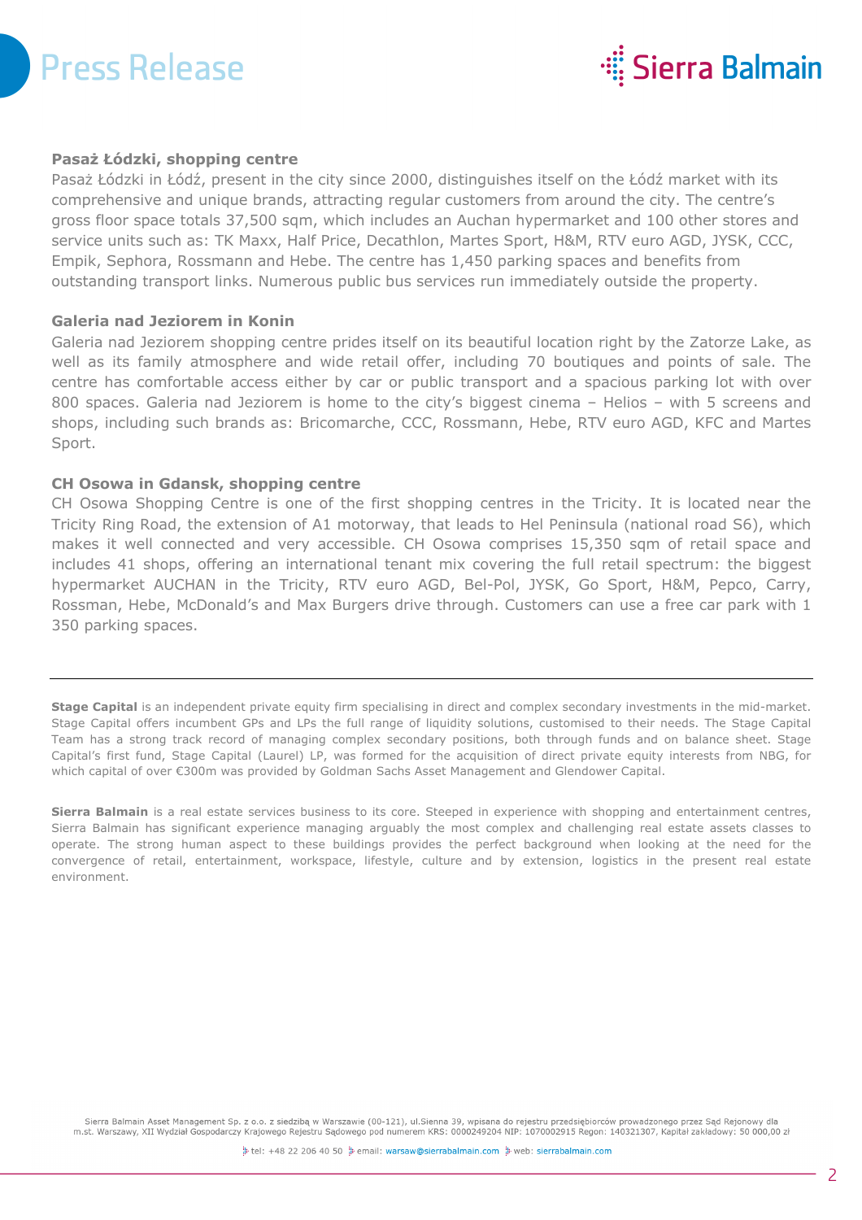**Pasaż Łódzki, shopping centre**

Pasaż Łódzki in Łódź, present in the city since 2000, distinguishes itself on the Łódź market with its comprehensive and unique brands, attracting regular customers from around the city. The centre's gross floor space totals 37,500 sqm, which includes an Auchan hypermarket and 100 other stores and service units such as: TK Maxx, Half Price, Decathlon, Martes Sport, H&M, RTV euro AGD, JYSK, CCC, Empik, Sephora, Rossmann and Hebe. The centre has 1,450 parking spaces and benefits from outstanding transport links. Numerous public bus services run immediately outside the property.

**Galeria nad Jeziorem in Konin**

Galeria nad Jeziorem shopping centre prides itself on its beautiful location right by the Zatorze Lake, as well as its family atmosphere and wide retail offer, including 70 boutiques and points of sale. The centre has comfortable access either by car or public transport and a spacious parking lot with over 800 spaces. Galeria nad Jeziorem is home to the city's biggest cinema – Helios – with 5 screens and shops, including such brands as: Bricomarche, CCC, Rossmann, Hebe, RTV euro AGD, KFC and Martes Sport.

**CH Osowa in Gdansk, shopping centre**

CH Osowa Shopping Centre is one of the first shopping centres in the Tricity. It is located near the Tricity Ring Road, the extension of A1 motorway, that leads to Hel Peninsula (national road S6), which makes it well connected and very accessible. CH Osowa comprises 15,350 sqm of retail space and includes 41 shops, offering an international tenant mix covering the full retail spectrum: the biggest hypermarket AUCHAN in the Tricity, RTV euro AGD, Bel-Pol, JYSK, Go Sport, H&M, Pepco, Carry, Rossman, Hebe, McDonald's and Max Burgers drive through. Customers can use a free car park with 1 350 parking spaces.

---

**Stage Capital** is an independent private equity firm specialising in direct and complex secondary investments in the mid-market. Stage Capital offers incumbent GPs and LPs the full range of liquidity solutions, customised to their needs. The Stage Capital Team has a strong track record of managing complex secondary positions, both through funds and on balance sheet. Stage Capital's first fund, Stage Capital (Laurel) LP, was formed for the acquisition of direct private equity interests from NBG, for which capital of over €300m was provided by Goldman Sachs Asset Management and Glendower Capital.

**Sierra Balmain** is a real estate services business to its core. Steeped in experience with shopping and entertainment centres, Sierra Balmain has significant experience managing arguably the most complex and challenging real estate assets classes to operate. The strong human aspect to these buildings provides the perfect background when looking at the need for the convergence of retail, entertainment, workspace, lifestyle, culture and by extension, logistics in the present real estate environment.